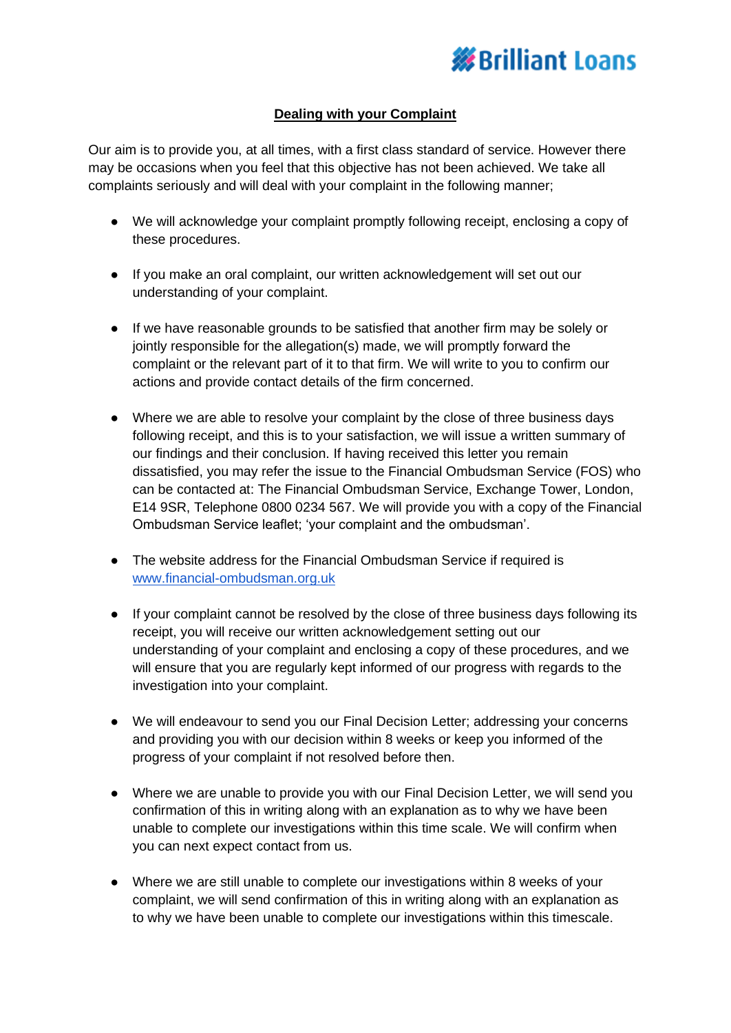Brilliant Loans

## Dealing with your Complaint

Our aim is to provide you, at all times, with a first class standard of service. However there may be occasions when you feel that this objective has not been achieved. We take all complaints seriously and will deal with your complaint in the following manner;

- We will acknowledge your complaint promptly following receipt, enclosing a copy of these procedures.
- If you make an oral complaint, our written acknowledgement will set out our understanding of your complaint.
- If we have reasonable grounds to be satisfied that another firm may be solely or jointly responsible for the allegation(s) made, we will promptly forward the complaint or the relevant part of it to that firm. We will write to you to confirm our actions and provide contact details of the firm concerned.
- Where we are able to resolve your complaint by the close of three business days following receipt, and this is to your satisfaction, we will issue a written summary of our findings and their conclusion. If having received this letter you remain dissatisfied, you may refer the issue to the Financial Ombudsman Service (FOS) who can be contacted at: The Financial Ombudsman Service, Exchange Tower, London, E14 9SR, Telephone 0800 0234 567. We will provide you with a copy of the Financial Ombudsman Service leaflet; 'your complaint and the ombudsman'.
- The website address for the Financial Ombudsman Service if required is [www.financial-ombudsman.org.uk](http://www.financial-ombudsman.org.uk)
- If your complaint cannot be resolved by the close of three business days following its receipt, you will receive our written acknowledgement setting out our understanding of your complaint and enclosing a copy of these procedures, and we will ensure that you are regularly kept informed of our progress with regards to the investigation into your complaint.
- We will endeavour to send you our Final Decision Letter; addressing your concerns and providing you with our decision within 8 weeks or keep you informed of the progress of your complaint if not resolved before then.
- Where we are unable to provide you with our Final Decision Letter, we will send you confirmation of this in writing along with an explanation as to why we have been unable to complete our investigations within this time scale. We will confirm when you can next expect contact from us.
- Where we are still unable to complete our investigations within 8 weeks of your complaint, we will send confirmation of this in writing along with an explanation as to why we have been unable to complete our investigations within this timescale.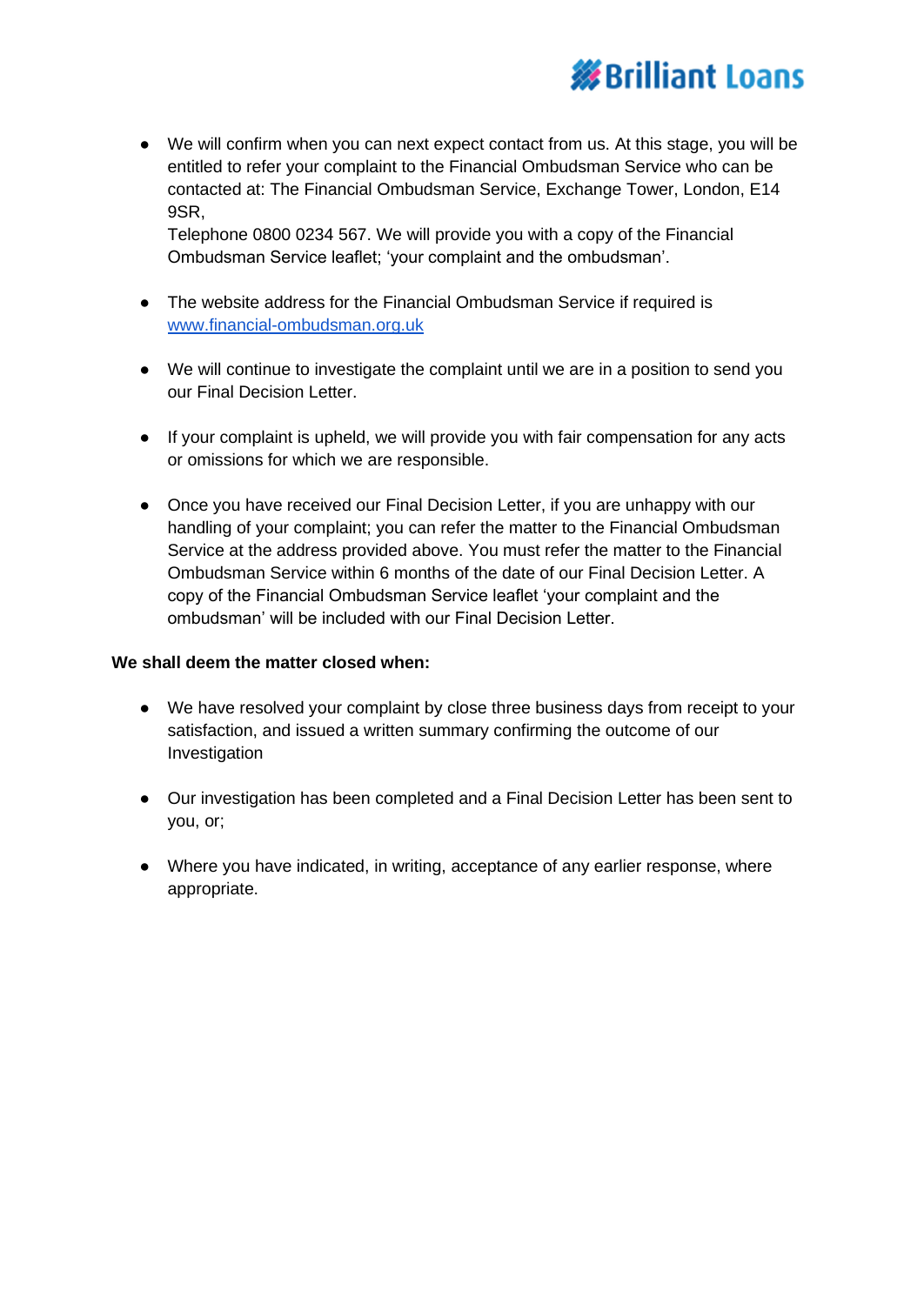- We will confirm when you can next expect contact from us. At this stage, you will be entitled to refer your complaint to the Financial Ombudsman Service who can be contacted at: The Financial Ombudsman Service, Exchange Tower, London, E14 9SR,
  Telephone 0800 0234 567. We will provide you with a copy of the Financial Ombudsman Service leaflet; 'your complaint and the ombudsman'.

- The website address for the Financial Ombudsman Service if required is [www.financial-ombudsman.org.uk](http://www.financial-ombudsman.org.uk)

- We will continue to investigate the complaint until we are in a position to send you our Final Decision Letter.

- If your complaint is upheld, we will provide you with fair compensation for any acts or omissions for which we are responsible.

- Once you have received our Final Decision Letter, if you are unhappy with our handling of your complaint; you can refer the matter to the Financial Ombudsman Service at the address provided above. You must refer the matter to the Financial Ombudsman Service within 6 months of the date of our Final Decision Letter. A copy of the Financial Ombudsman Service leaflet 'your complaint and the ombudsman' will be included with our Final Decision Letter.

**We shall deem the matter closed when:**

- We have resolved your complaint by close three business days from receipt to your satisfaction, and issued a written summary confirming the outcome of our Investigation

- Our investigation has been completed and a Final Decision Letter has been sent to you, or;

- Where you have indicated, in writing, acceptance of any earlier response, where appropriate.